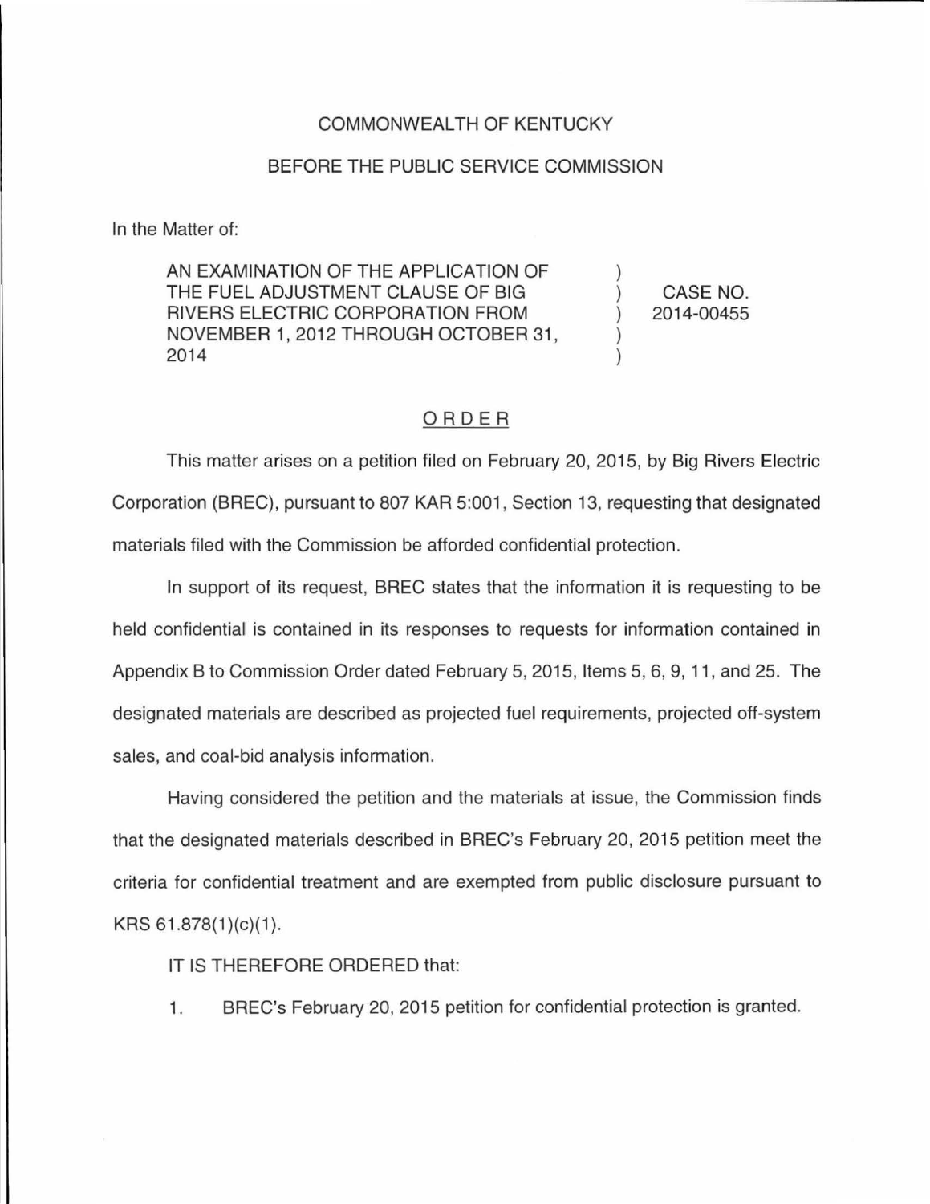COMMONWEALTH OF KENTUCKY

BEFORE THE PUBLIC SERVICE COMMISSION

In the Matter of:

| | | |
|---|---|---|
| AN EXAMINATION OF THE APPLICATION OF THE FUEL ADJUSTMENT CLAUSE OF BIG RIVERS ELECTRIC CORPORATION FROM NOVEMBER 1, 2012 THROUGH OCTOBER 31, 2014 | ) ) ) ) ) | CASE NO. 2014-00455 |

## ORDER

This matter arises on a petition filed on February 20, 2015, by Big Rivers Electric Corporation (BREC), pursuant to 807 KAR 5:001, Section 13, requesting that designated materials filed with the Commission be afforded confidential protection.

In support of its request, BREC states that the information it is requesting to be held confidential is contained in its responses to requests for information contained in Appendix B to Commission Order dated February 5, 2015, Items 5, 6, 9, 11, and 25. The designated materials are described as projected fuel requirements, projected off-system sales, and coal-bid analysis information.

Having considered the petition and the materials at issue, the Commission finds that the designated materials described in BREC's February 20, 2015 petition meet the criteria for confidential treatment and are exempted from public disclosure pursuant to KRS 61.878(1)(c)(1).

IT IS THEREFORE ORDERED that:

1. BREC's February 20, 2015 petition for confidential protection is granted.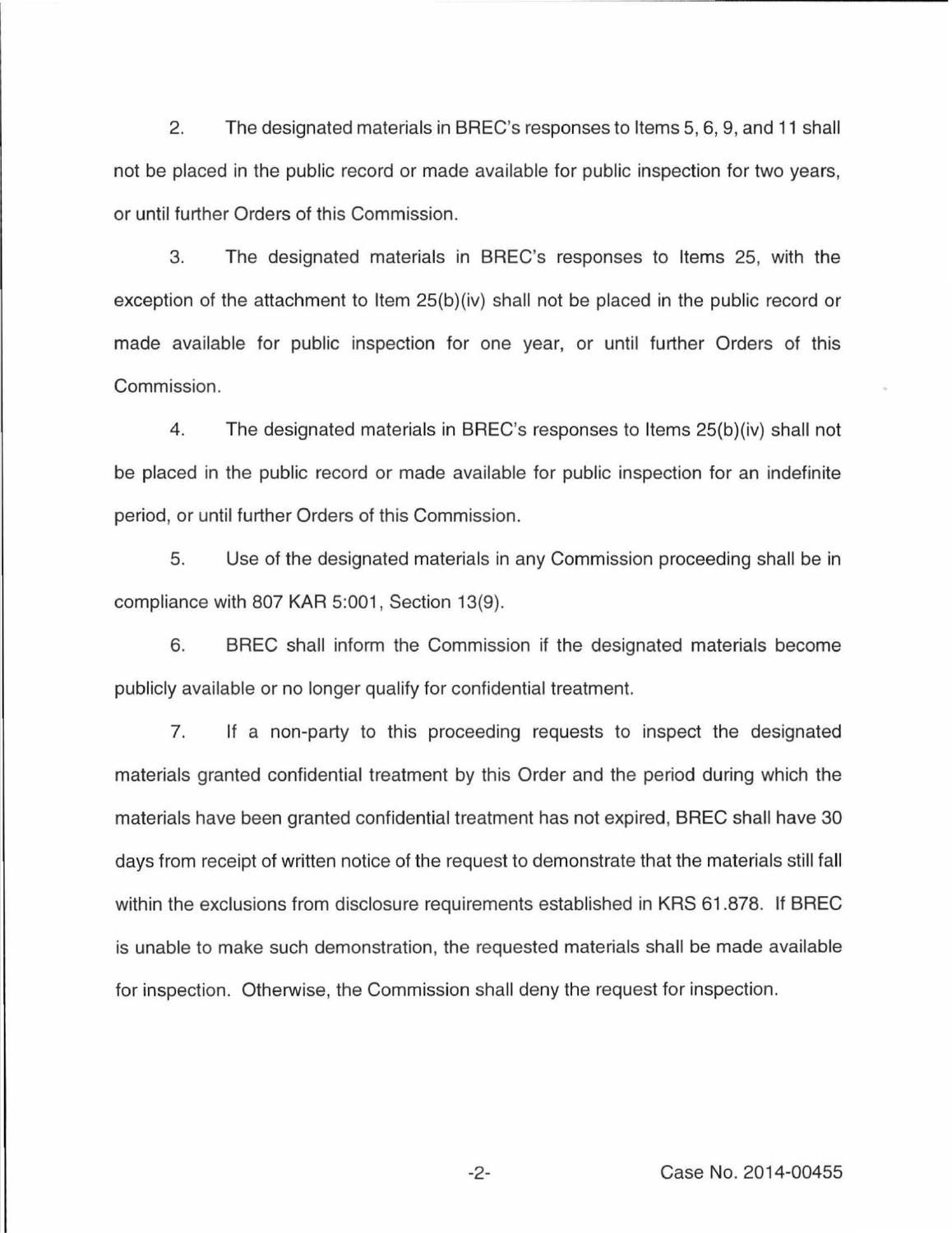2. The designated materials in BREC's responses to Items 5, 6, 9, and 11 shall not be placed in the public record or made available for public inspection for two years, or until further Orders of this Commission.

3. The designated materials in BREC's responses to Items 25, with the exception of the attachment to Item 25(b)(iv) shall not be placed in the public record or made available for public inspection for one year, or until further Orders of this Commission.

4. The designated materials in BREC's responses to Items 25(b)(iv) shall not be placed in the public record or made available for public inspection for an indefinite period, or until further Orders of this Commission.

5. Use of the designated materials in any Commission proceeding shall be in compliance with 807 KAR 5:001, Section 13(9).

6. BREC shall inform the Commission if the designated materials become publicly available or no longer qualify for confidential treatment.

7. If a non-party to this proceeding requests to inspect the designated materials granted confidential treatment by this Order and the period during which the materials have been granted confidential treatment has not expired, BREC shall have 30 days from receipt of written notice of the request to demonstrate that the materials still fall within the exclusions from disclosure requirements established in KRS 61.878. If BREC is unable to make such demonstration, the requested materials shall be made available for inspection. Otherwise, the Commission shall deny the request for inspection.

Case No. 2014-00455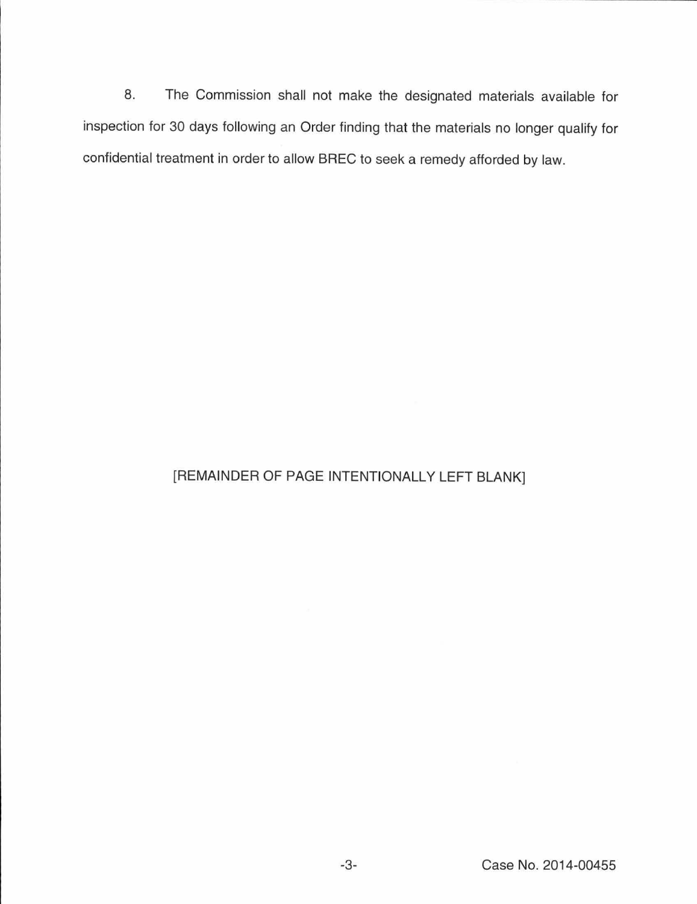8. The Commission shall not make the designated materials available for inspection for 30 days following an Order finding that the materials no longer qualify for confidential treatment in order to allow BREC to seek a remedy afforded by law.

[REMAINDER OF PAGE INTENTIONALLY LEFT BLANK]

Case No. 2014-00455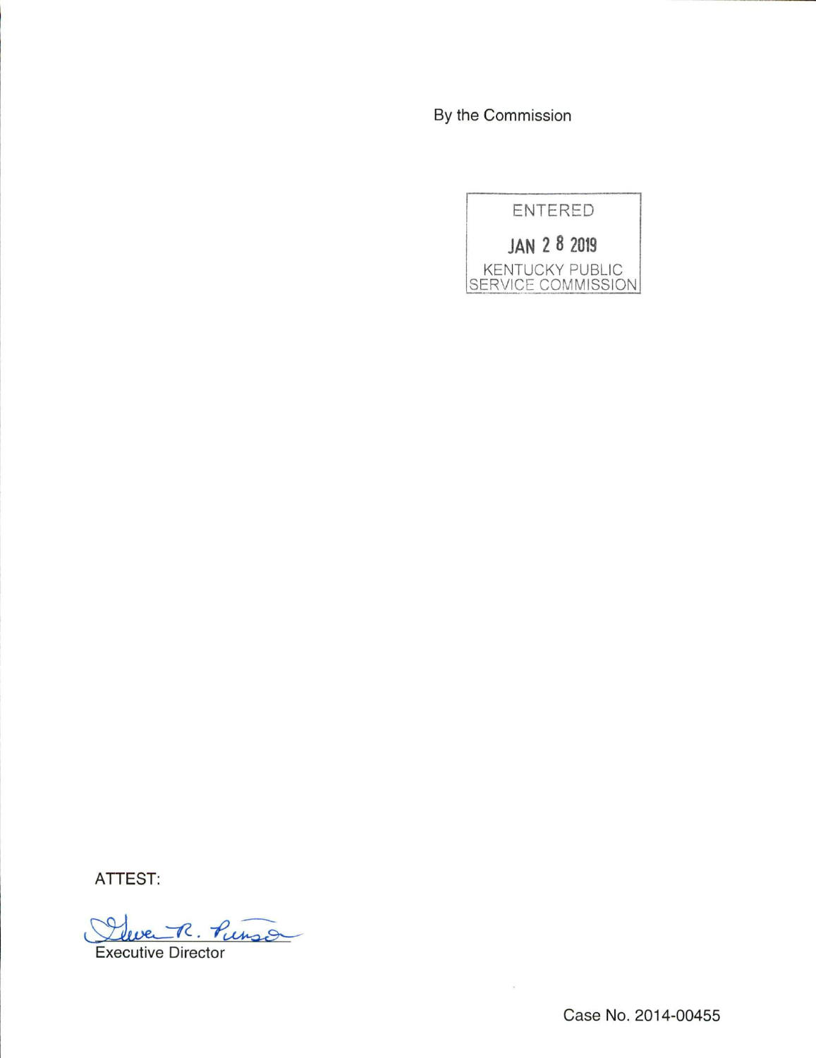By the Commission

ENTERED

JAN 28 2019

KENTUCKY PUBLIC SERVICE COMMISSION

ATTEST:

Executive Director

Case No. 2014-00455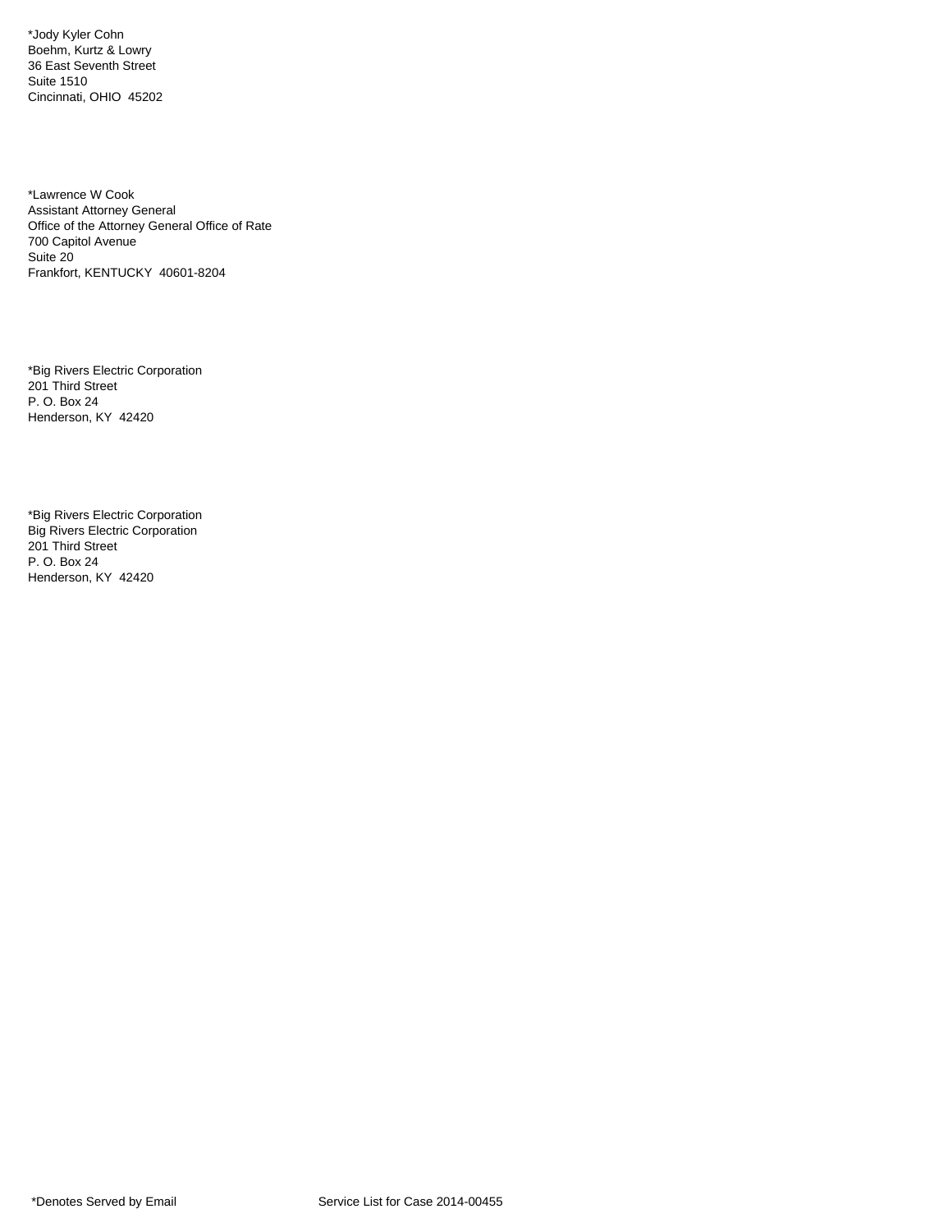*Jody Kyler Cohn
Boehm, Kurtz & Lowry
36 East Seventh Street
Suite 1510
Cincinnati, OHIO 45202

*Lawrence W Cook
Assistant Attorney General
Office of the Attorney General Office of Rate
700 Capitol Avenue
Suite 20
Frankfort, KENTUCKY 40601-8204

*Big Rivers Electric Corporation
201 Third Street
P. O. Box 24
Henderson, KY 42420

*Big Rivers Electric Corporation
Big Rivers Electric Corporation
201 Third Street
P. O. Box 24
Henderson, KY 42420

*Denotes Served by Email

Service List for Case 2014-00455